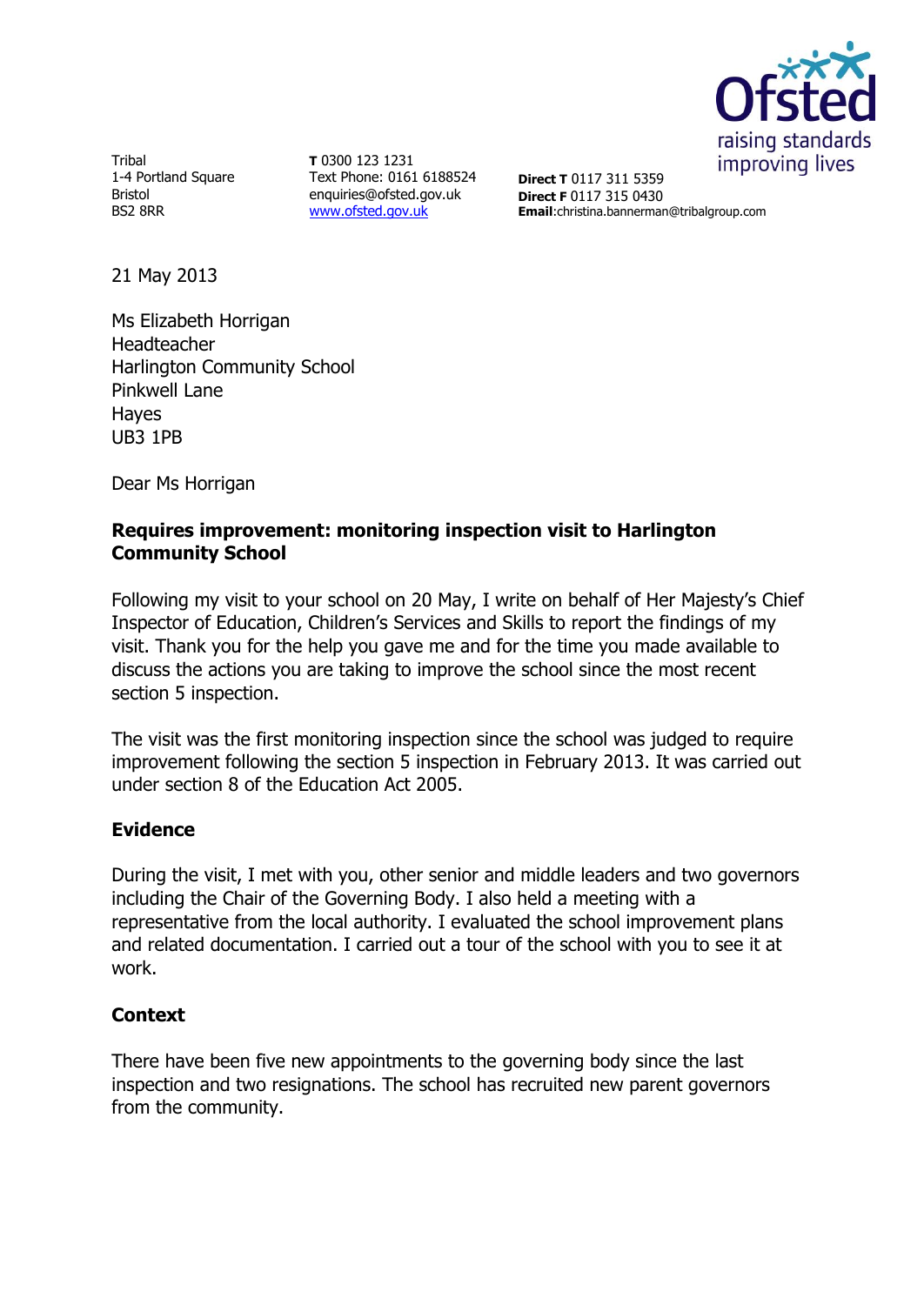Ofsted
raising standards
improving lives

Tribal
1-4 Portland Square
Bristol
BS2 8RR

**T** 0300 123 1231
Text Phone: 0161 6188524
enquiries@ofsted.gov.uk
www.ofsted.gov.uk

**Direct T** 0117 311 5359
**Direct F** 0117 315 0430
**Email**:christina.bannerman@tribalgroup.com

21 May 2013

Ms Elizabeth Horrigan
Headteacher
Harlington Community School
Pinkwell Lane
Hayes
UB3 1PB

Dear Ms Horrigan

**Requires improvement: monitoring inspection visit to Harlington Community School**

Following my visit to your school on 20 May, I write on behalf of Her Majesty's Chief Inspector of Education, Children's Services and Skills to report the findings of my visit. Thank you for the help you gave me and for the time you made available to discuss the actions you are taking to improve the school since the most recent section 5 inspection.

The visit was the first monitoring inspection since the school was judged to require improvement following the section 5 inspection in February 2013. It was carried out under section 8 of the Education Act 2005.

## Evidence

During the visit, I met with you, other senior and middle leaders and two governors including the Chair of the Governing Body. I also held a meeting with a representative from the local authority. I evaluated the school improvement plans and related documentation. I carried out a tour of the school with you to see it at work.

## Context

There have been five new appointments to the governing body since the last inspection and two resignations. The school has recruited new parent governors from the community.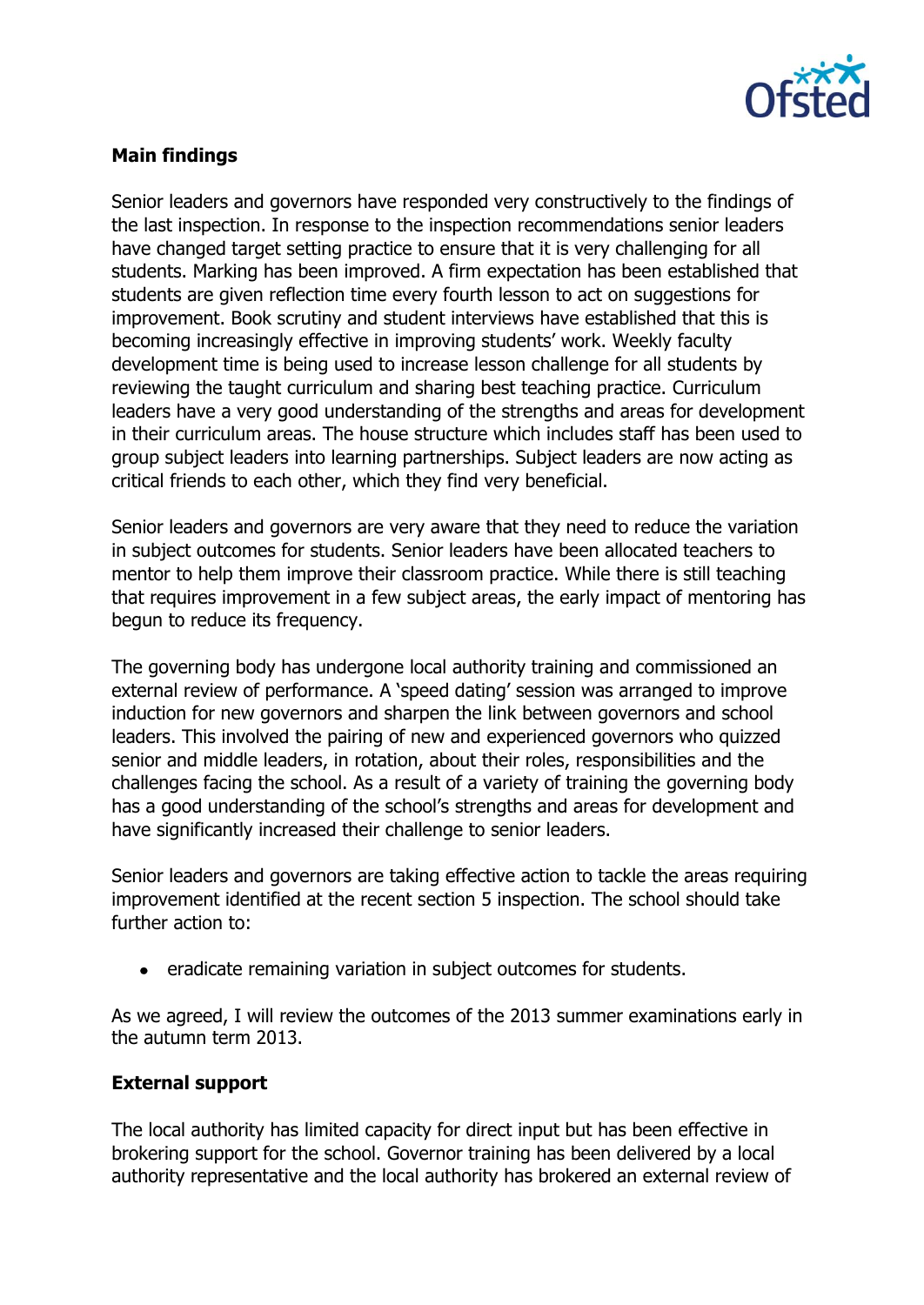## Main findings

Senior leaders and governors have responded very constructively to the findings of the last inspection. In response to the inspection recommendations senior leaders have changed target setting practice to ensure that it is very challenging for all students. Marking has been improved. A firm expectation has been established that students are given reflection time every fourth lesson to act on suggestions for improvement. Book scrutiny and student interviews have established that this is becoming increasingly effective in improving students' work. Weekly faculty development time is being used to increase lesson challenge for all students by reviewing the taught curriculum and sharing best teaching practice. Curriculum leaders have a very good understanding of the strengths and areas for development in their curriculum areas. The house structure which includes staff has been used to group subject leaders into learning partnerships. Subject leaders are now acting as critical friends to each other, which they find very beneficial.

Senior leaders and governors are very aware that they need to reduce the variation in subject outcomes for students. Senior leaders have been allocated teachers to mentor to help them improve their classroom practice. While there is still teaching that requires improvement in a few subject areas, the early impact of mentoring has begun to reduce its frequency.

The governing body has undergone local authority training and commissioned an external review of performance. A 'speed dating' session was arranged to improve induction for new governors and sharpen the link between governors and school leaders. This involved the pairing of new and experienced governors who quizzed senior and middle leaders, in rotation, about their roles, responsibilities and the challenges facing the school. As a result of a variety of training the governing body has a good understanding of the school's strengths and areas for development and have significantly increased their challenge to senior leaders.

Senior leaders and governors are taking effective action to tackle the areas requiring improvement identified at the recent section 5 inspection. The school should take further action to:

- eradicate remaining variation in subject outcomes for students.

As we agreed, I will review the outcomes of the 2013 summer examinations early in the autumn term 2013.

## External support

The local authority has limited capacity for direct input but has been effective in brokering support for the school. Governor training has been delivered by a local authority representative and the local authority has brokered an external review of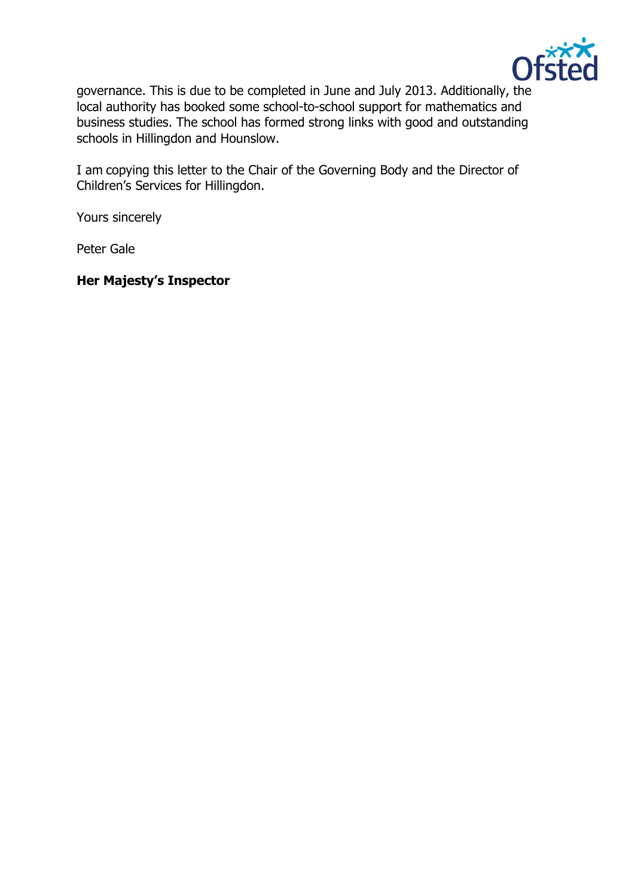governance. This is due to be completed in June and July 2013. Additionally, the local authority has booked some school-to-school support for mathematics and business studies. The school has formed strong links with good and outstanding schools in Hillingdon and Hounslow.

I am copying this letter to the Chair of the Governing Body and the Director of Children's Services for Hillingdon.

Yours sincerely

Peter Gale

**Her Majesty's Inspector**